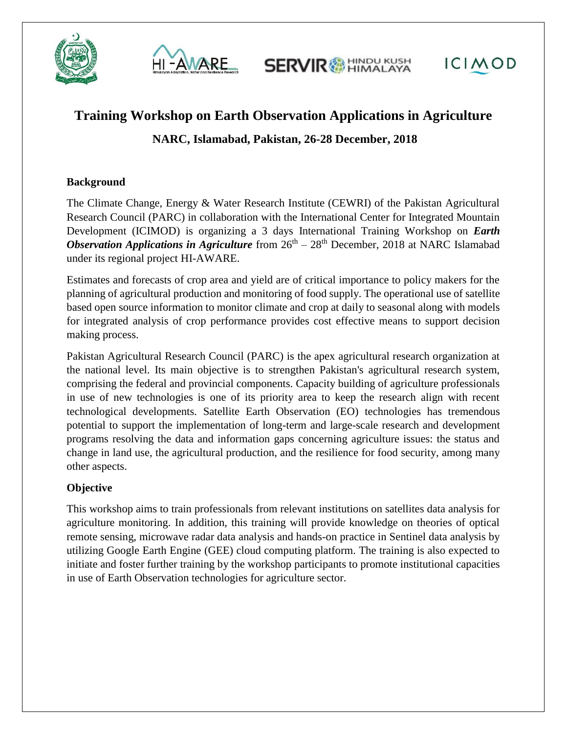# Training Workshop on Earth Observation Applications in Agriculture

## NARC, Islamabad, Pakistan, 26-28 December, 2018

### Background

The Climate Change, Energy & Water Research Institute (CEWRI) of the Pakistan Agricultural Research Council (PARC) in collaboration with the International Center for Integrated Mountain Development (ICIMOD) is organizing a 3 days International Training Workshop on ***Earth Observation Applications in Agriculture*** from 26th – 28th December, 2018 at NARC Islamabad under its regional project HI-AWARE.

Estimates and forecasts of crop area and yield are of critical importance to policy makers for the planning of agricultural production and monitoring of food supply. The operational use of satellite based open source information to monitor climate and crop at daily to seasonal along with models for integrated analysis of crop performance provides cost effective means to support decision making process.

Pakistan Agricultural Research Council (PARC) is the apex agricultural research organization at the national level. Its main objective is to strengthen Pakistan's agricultural research system, comprising the federal and provincial components. Capacity building of agriculture professionals in use of new technologies is one of its priority area to keep the research align with recent technological developments. Satellite Earth Observation (EO) technologies has tremendous potential to support the implementation of long-term and large-scale research and development programs resolving the data and information gaps concerning agriculture issues: the status and change in land use, the agricultural production, and the resilience for food security, among many other aspects.

### Objective

This workshop aims to train professionals from relevant institutions on satellites data analysis for agriculture monitoring. In addition, this training will provide knowledge on theories of optical remote sensing, microwave radar data analysis and hands-on practice in Sentinel data analysis by utilizing Google Earth Engine (GEE) cloud computing platform. The training is also expected to initiate and foster further training by the workshop participants to promote institutional capacities in use of Earth Observation technologies for agriculture sector.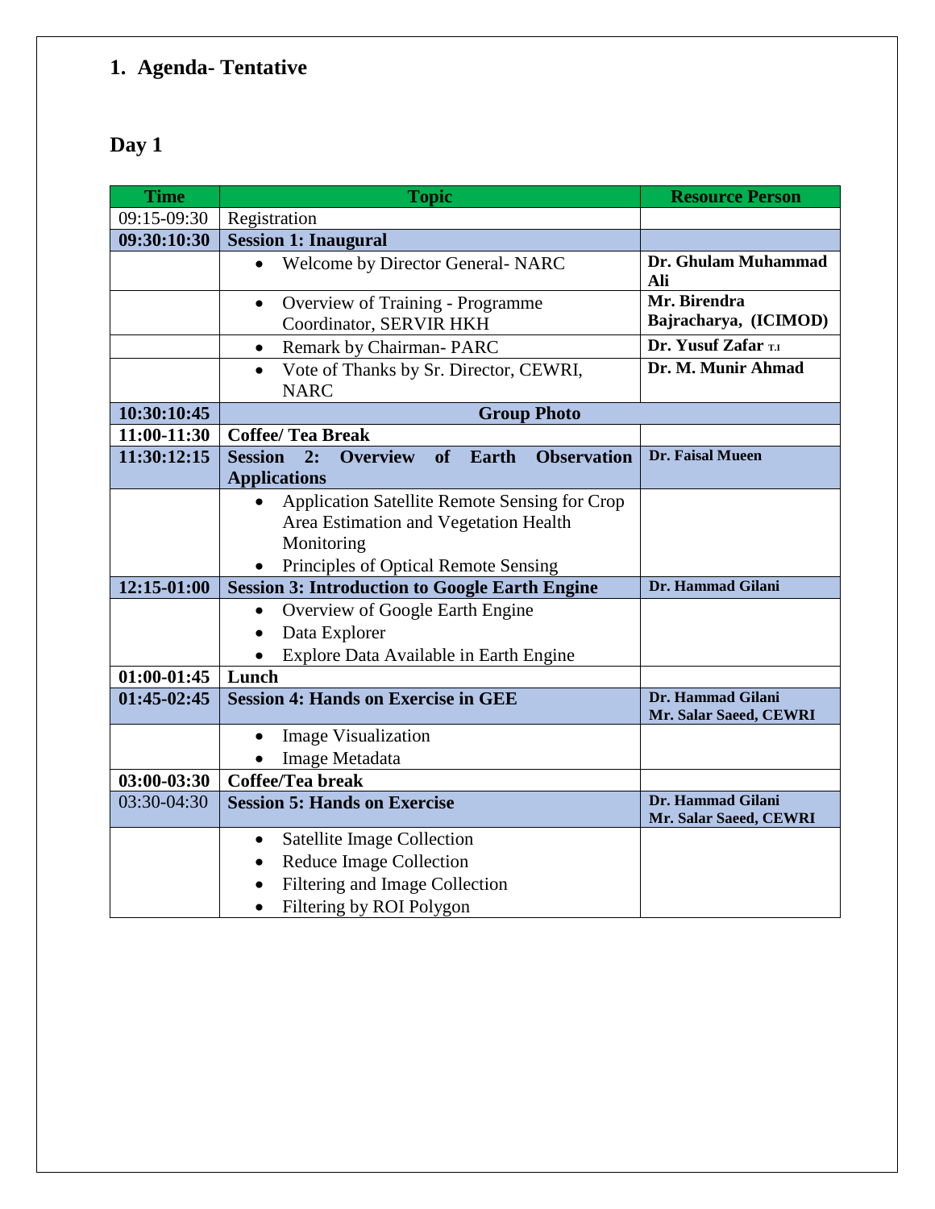## 1. Agenda- Tentative

### Day 1

| Time | Topic | Resource Person |
|---|---|---|
| 09:15-09:30 | Registration | |
| **09:30:10:30** | **Session 1: Inaugural** | |
| | • Welcome by Director General- NARC | **Dr. Ghulam Muhammad Ali** |
| | • Overview of Training - Programme Coordinator, SERVIR HKH | **Mr. Birendra Bajracharya, (ICIMOD)** |
| | • Remark by Chairman- PARC | **Dr. Yusuf Zafar T.I** |
| | • Vote of Thanks by Sr. Director, CEWRI, NARC | **Dr. M. Munir Ahmad** |
| **10:30:10:45** | **Group Photo** | |
| **11:00-11:30** | **Coffee/ Tea Break** | |
| **11:30:12:15** | **Session 2: Overview of Earth Observation Applications** | **Dr. Faisal Mueen** |
| | • Application Satellite Remote Sensing for Crop Area Estimation and Vegetation Health Monitoring<br>• Principles of Optical Remote Sensing | |
| **12:15-01:00** | **Session 3: Introduction to Google Earth Engine** | **Dr. Hammad Gilani** |
| | • Overview of Google Earth Engine<br>• Data Explorer<br>• Explore Data Available in Earth Engine | |
| **01:00-01:45** | **Lunch** | |
| **01:45-02:45** | **Session 4: Hands on Exercise in GEE** | **Dr. Hammad Gilani**<br>**Mr. Salar Saeed, CEWRI** |
| | • Image Visualization<br>• Image Metadata | |
| **03:00-03:30** | **Coffee/Tea break** | |
| 03:30-04:30 | **Session 5: Hands on Exercise** | **Dr. Hammad Gilani**<br>**Mr. Salar Saeed, CEWRI** |
| | • Satellite Image Collection<br>• Reduce Image Collection<br>• Filtering and Image Collection<br>• Filtering by ROI Polygon | |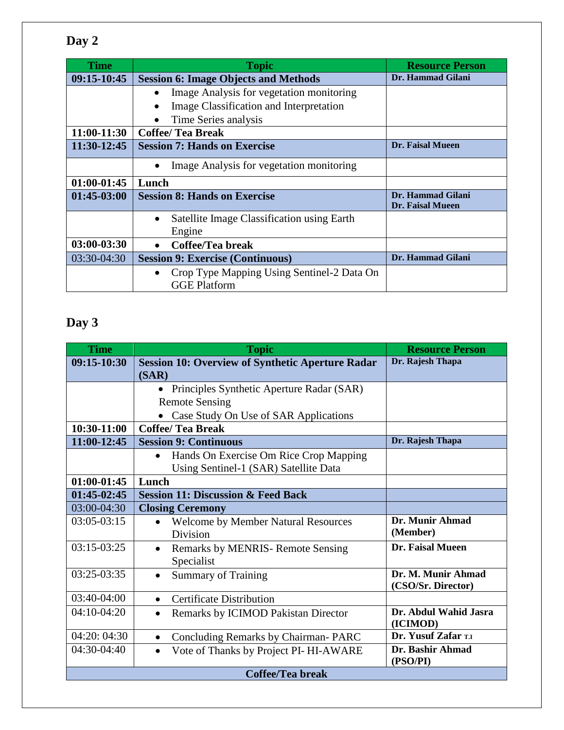## Day 2

| Time | Topic | Resource Person |
|---|---|---|
| **09:15-10:45** | **Session 6: Image Objects and Methods** | **Dr. Hammad Gilani** |
| | • Image Analysis for vegetation monitoring<br>• Image Classification and Interpretation<br>• Time Series analysis | |
| **11:00-11:30** | **Coffee/ Tea Break** | |
| **11:30-12:45** | **Session 7: Hands on Exercise** | **Dr. Faisal Mueen** |
| | • Image Analysis for vegetation monitoring | |
| **01:00-01:45** | **Lunch** | |
| **01:45-03:00** | **Session 8: Hands on Exercise** | **Dr. Hammad Gilani**<br>**Dr. Faisal Mueen** |
| | • Satellite Image Classification using Earth Engine | |
| **03:00-03:30** | • **Coffee/Tea break** | |
| 03:30-04:30 | **Session 9: Exercise (Continuous)** | **Dr. Hammad Gilani** |
| | • Crop Type Mapping Using Sentinel-2 Data On GGE Platform | |

## Day 3

| Time | Topic | Resource Person |
|---|---|---|
| **09:15-10:30** | **Session 10: Overview of Synthetic Aperture Radar (SAR)** | **Dr. Rajesh Thapa** |
| | • Principles Synthetic Aperture Radar (SAR) Remote Sensing<br>• Case Study On Use of SAR Applications | |
| **10:30-11:00** | **Coffee/ Tea Break** | |
| **11:00-12:45** | **Session 9: Continuous** | **Dr. Rajesh Thapa** |
| | • Hands On Exercise Om Rice Crop Mapping Using Sentinel-1 (SAR) Satellite Data | |
| **01:00-01:45** | **Lunch** | |
| **01:45-02:45** | **Session 11: Discussion & Feed Back** | |
| 03:00-04:30 | **Closing Ceremony** | |
| 03:05-03:15 | • Welcome by Member Natural Resources Division | **Dr. Munir Ahmad (Member)** |
| 03:15-03:25 | • Remarks by MENRIS- Remote Sensing Specialist | **Dr. Faisal Mueen** |
| 03:25-03:35 | • Summary of Training | **Dr. M. Munir Ahmad (CSO/Sr. Director)** |
| 03:40-04:00 | • Certificate Distribution | |
| 04:10-04:20 | • Remarks by ICIMOD Pakistan Director | **Dr. Abdul Wahid Jasra (ICIMOD)** |
| 04:20: 04:30 | • Concluding Remarks by Chairman- PARC | **Dr. Yusuf Zafar T.I** |
| 04:30-04:40 | • Vote of Thanks by Project PI- HI-AWARE | **Dr. Bashir Ahmad (PSO/PI)** |
| **Coffee/Tea break** | | |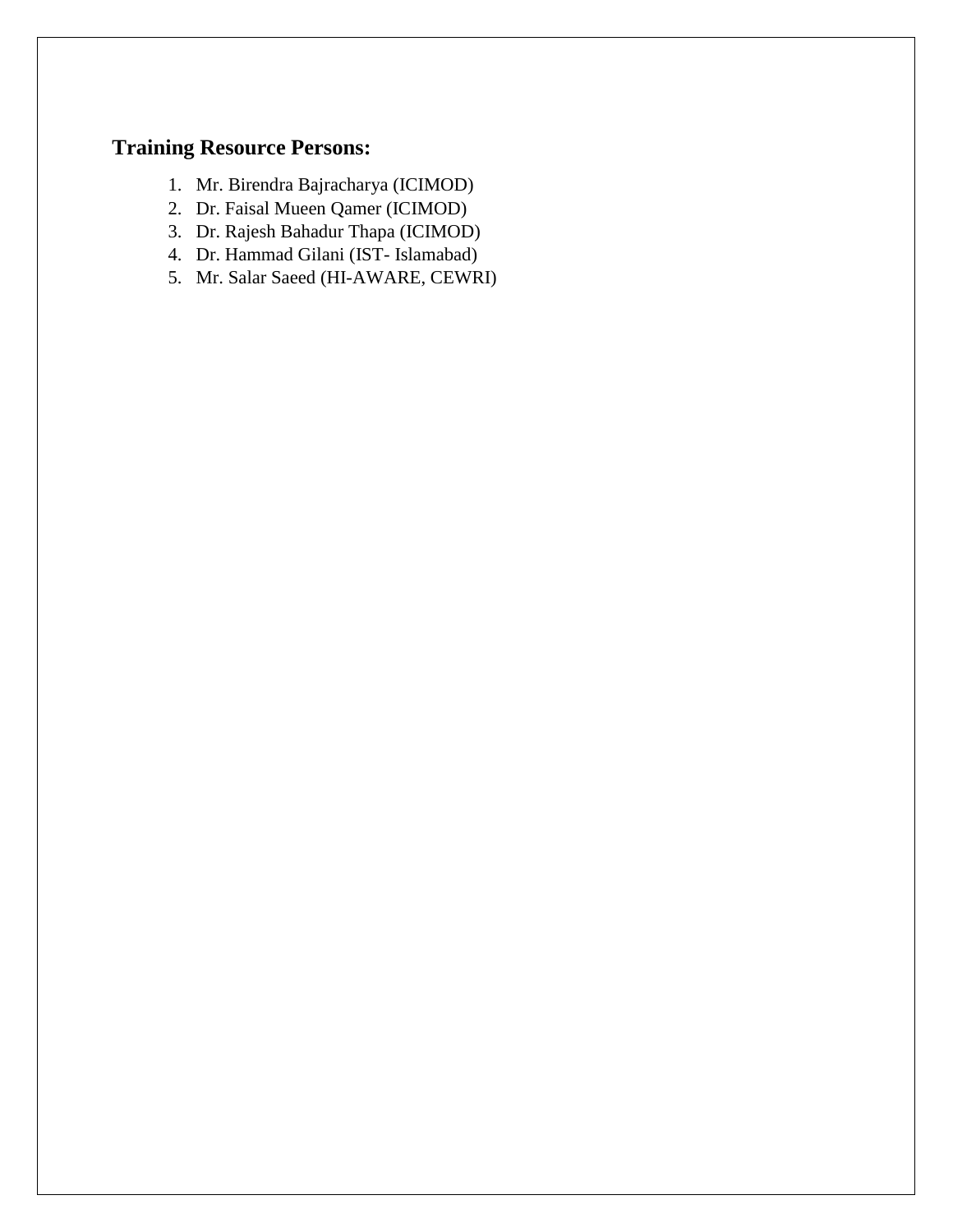## Training Resource Persons:

1. Mr. Birendra Bajracharya (ICIMOD)
2. Dr. Faisal Mueen Qamer (ICIMOD)
3. Dr. Rajesh Bahadur Thapa (ICIMOD)
4. Dr. Hammad Gilani (IST- Islamabad)
5. Mr. Salar Saeed (HI-AWARE, CEWRI)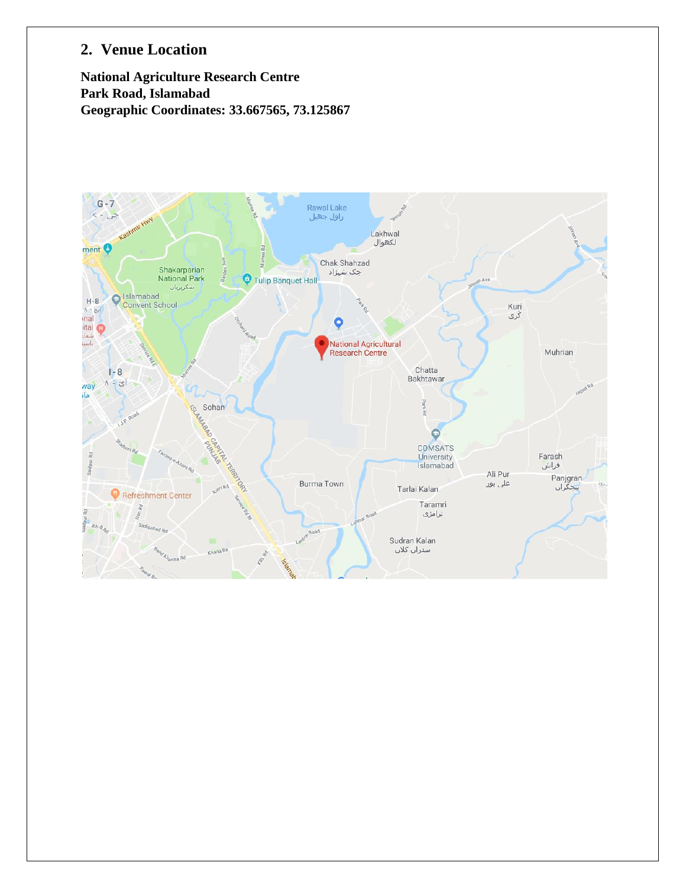## 2. Venue Location

**National Agriculture Research Centre**
**Park Road, Islamabad**
**Geographic Coordinates: 33.667565, 73.125867**